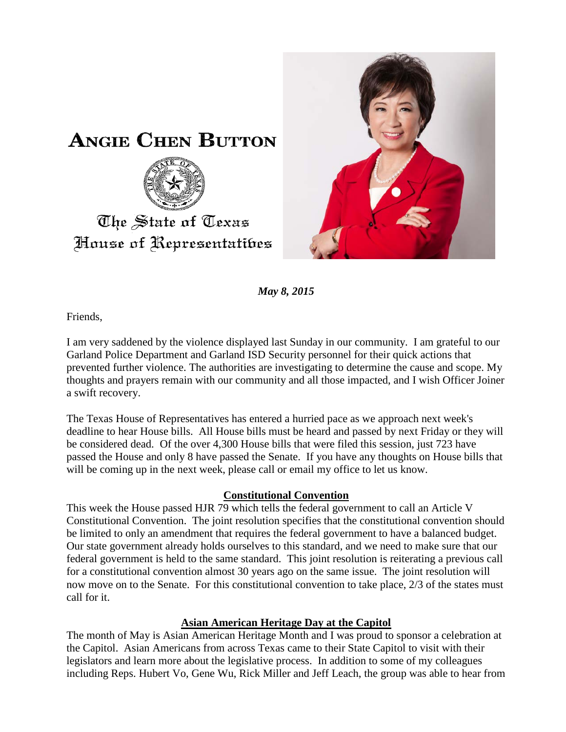# ANGIE CHEN BUTTON

The State of Texas
House of Representatives

***May 8, 2015***

Friends,

I am very saddened by the violence displayed last Sunday in our community. I am grateful to our Garland Police Department and Garland ISD Security personnel for their quick actions that prevented further violence. The authorities are investigating to determine the cause and scope. My thoughts and prayers remain with our community and all those impacted, and I wish Officer Joiner a swift recovery.

The Texas House of Representatives has entered a hurried pace as we approach next week's deadline to hear House bills. All House bills must be heard and passed by next Friday or they will be considered dead. Of the over 4,300 House bills that were filed this session, just 723 have passed the House and only 8 have passed the Senate. If you have any thoughts on House bills that will be coming up in the next week, please call or email my office to let us know.

## Constitutional Convention

This week the House passed HJR 79 which tells the federal government to call an Article V Constitutional Convention. The joint resolution specifies that the constitutional convention should be limited to only an amendment that requires the federal government to have a balanced budget. Our state government already holds ourselves to this standard, and we need to make sure that our federal government is held to the same standard. This joint resolution is reiterating a previous call for a constitutional convention almost 30 years ago on the same issue. The joint resolution will now move on to the Senate. For this constitutional convention to take place, 2/3 of the states must call for it.

## Asian American Heritage Day at the Capitol

The month of May is Asian American Heritage Month and I was proud to sponsor a celebration at the Capitol. Asian Americans from across Texas came to their State Capitol to visit with their legislators and learn more about the legislative process. In addition to some of my colleagues including Reps. Hubert Vo, Gene Wu, Rick Miller and Jeff Leach, the group was able to hear from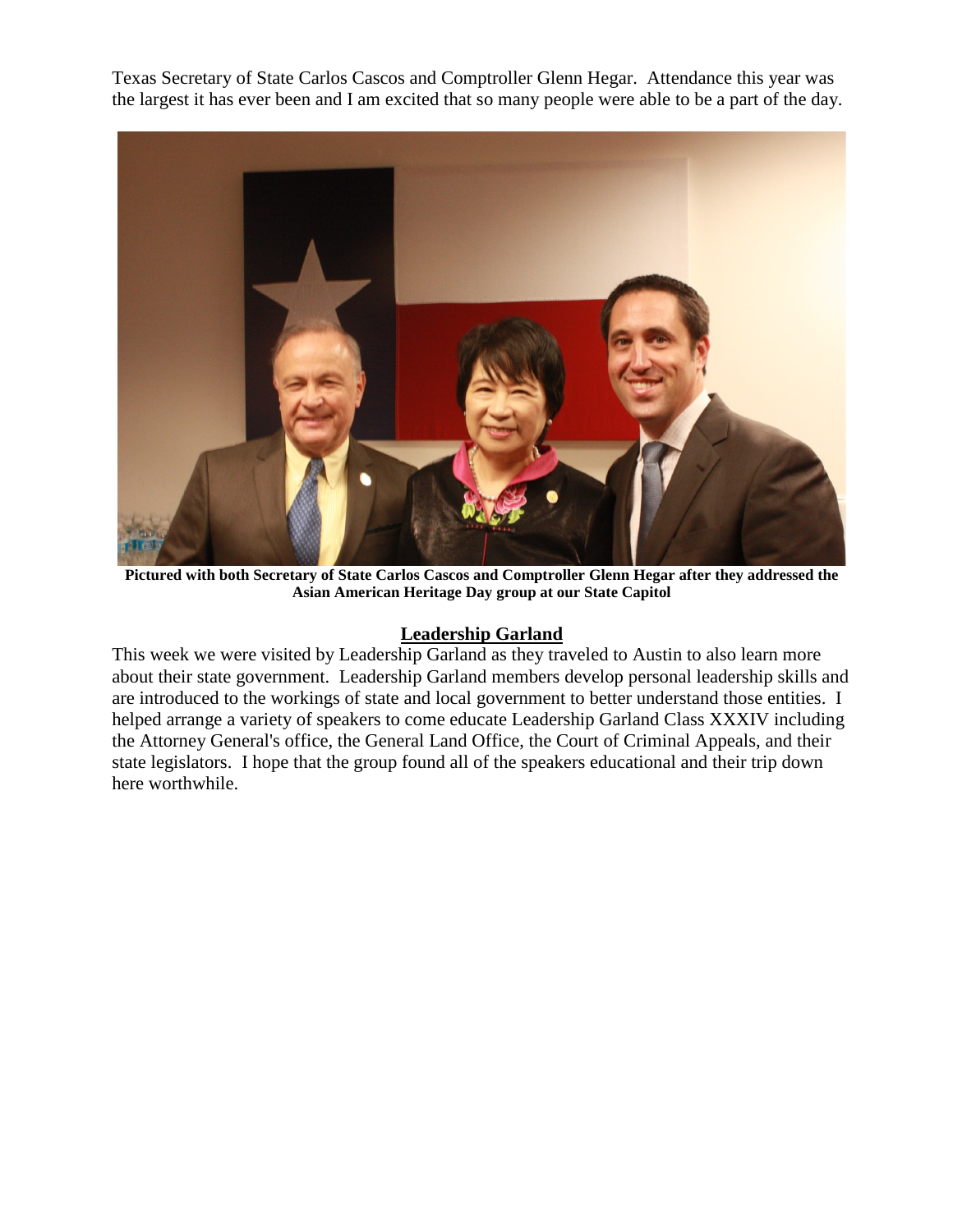Texas Secretary of State Carlos Cascos and Comptroller Glenn Hegar. Attendance this year was the largest it has ever been and I am excited that so many people were able to be a part of the day.

**Pictured with both Secretary of State Carlos Cascos and Comptroller Glenn Hegar after they addressed the Asian American Heritage Day group at our State Capitol**

## Leadership Garland

This week we were visited by Leadership Garland as they traveled to Austin to also learn more about their state government. Leadership Garland members develop personal leadership skills and are introduced to the workings of state and local government to better understand those entities. I helped arrange a variety of speakers to come educate Leadership Garland Class XXXIV including the Attorney General's office, the General Land Office, the Court of Criminal Appeals, and their state legislators. I hope that the group found all of the speakers educational and their trip down here worthwhile.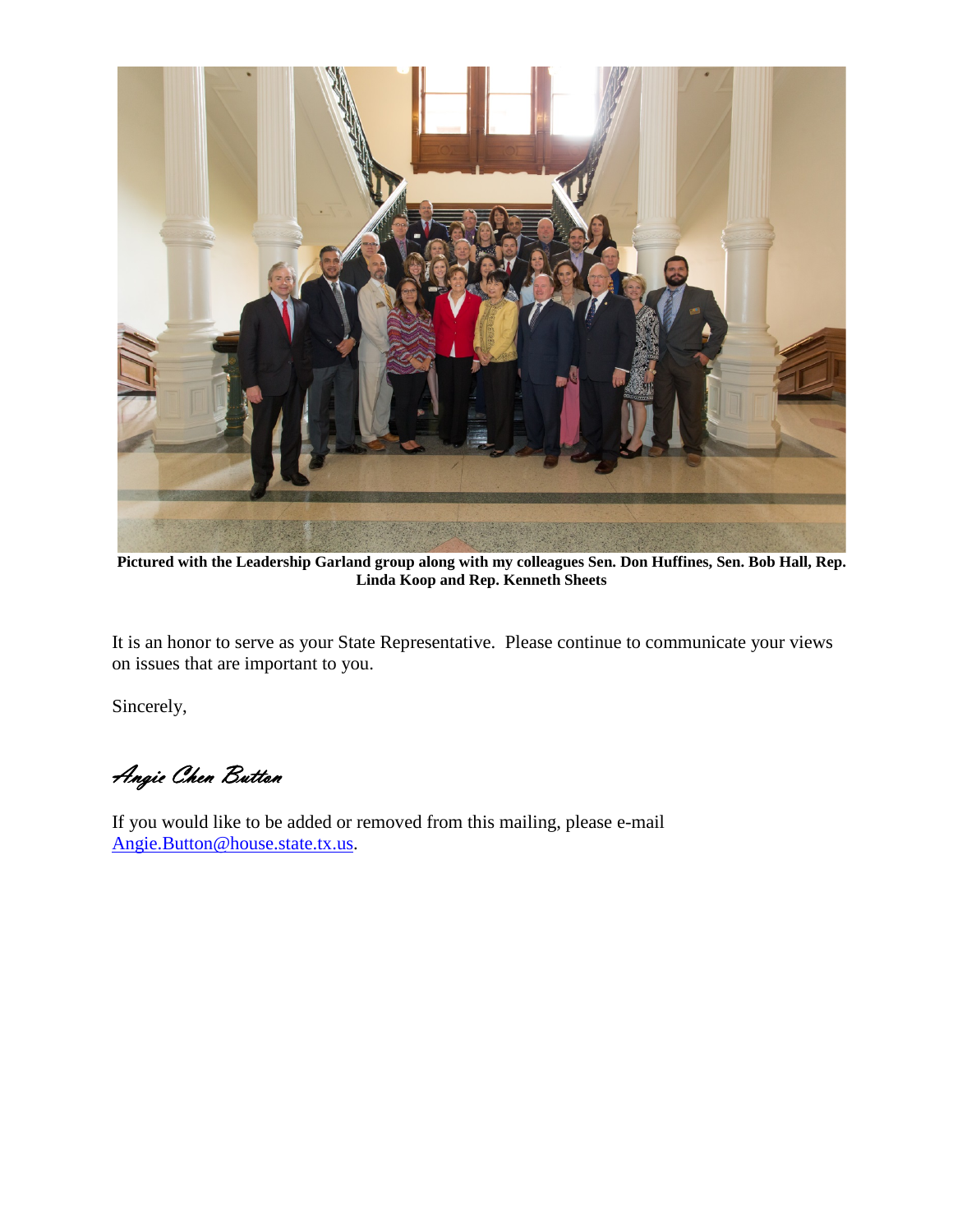**Pictured with the Leadership Garland group along with my colleagues Sen. Don Huffines, Sen. Bob Hall, Rep. Linda Koop and Rep. Kenneth Sheets**

It is an honor to serve as your State Representative. Please continue to communicate your views on issues that are important to you.

Sincerely,

*Angie Chen Button*

If you would like to be added or removed from this mailing, please e-mail Angie.Button@house.state.tx.us.